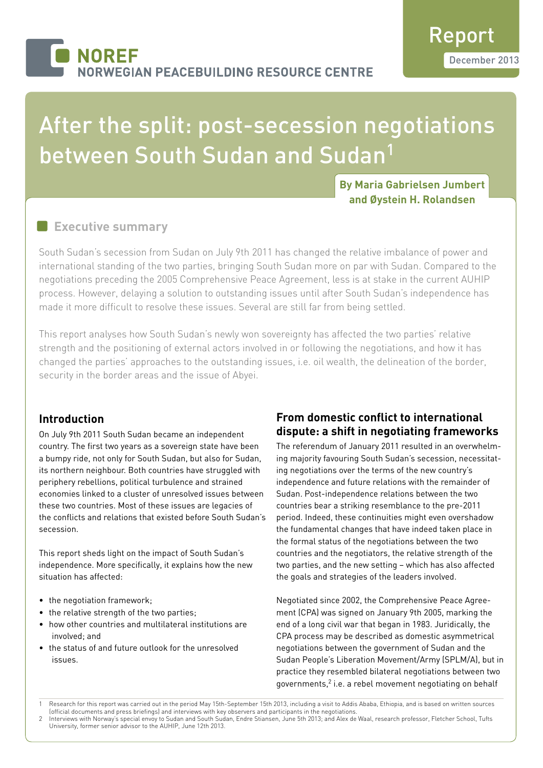NOREF
NORWEGIAN PEACEBUILDING RESOURCE CENTRE

Report
December 2013

# After the split: post-secession negotiations between South Sudan and Sudan[1]

**By Maria Gabrielsen Jumbert and Øystein H. Rolandsen**

## Executive summary

South Sudan's secession from Sudan on July 9th 2011 has changed the relative imbalance of power and international standing of the two parties, bringing South Sudan more on par with Sudan. Compared to the negotiations preceding the 2005 Comprehensive Peace Agreement, less is at stake in the current AUHIP process. However, delaying a solution to outstanding issues until after South Sudan's independence has made it more difficult to resolve these issues. Several are still far from being settled.

This report analyses how South Sudan's newly won sovereignty has affected the two parties' relative strength and the positioning of external actors involved in or following the negotiations, and how it has changed the parties' approaches to the outstanding issues, i.e. oil wealth, the delineation of the border, security in the border areas and the issue of Abyei.

## Introduction

On July 9th 2011 South Sudan became an independent country. The first two years as a sovereign state have been a bumpy ride, not only for South Sudan, but also for Sudan, its northern neighbour. Both countries have struggled with periphery rebellions, political turbulence and strained economies linked to a cluster of unresolved issues between these two countries. Most of these issues are legacies of the conflicts and relations that existed before South Sudan's secession.

This report sheds light on the impact of South Sudan's independence. More specifically, it explains how the new situation has affected:

- the negotiation framework;
- the relative strength of the two parties;
- how other countries and multilateral institutions are involved; and
- the status of and future outlook for the unresolved issues.

## From domestic conflict to international dispute: a shift in negotiating frameworks

The referendum of January 2011 resulted in an overwhelming majority favouring South Sudan's secession, necessitating negotiations over the terms of the new country's independence and future relations with the remainder of Sudan. Post-independence relations between the two countries bear a striking resemblance to the pre-2011 period. Indeed, these continuities might even overshadow the fundamental changes that have indeed taken place in the formal status of the negotiations between the two countries and the negotiators, the relative strength of the two parties, and the new setting – which has also affected the goals and strategies of the leaders involved.

Negotiated since 2002, the Comprehensive Peace Agreement (CPA) was signed on January 9th 2005, marking the end of a long civil war that began in 1983. Juridically, the CPA process may be described as domestic asymmetrical negotiations between the government of Sudan and the Sudan People's Liberation Movement/Army (SPLM/A), but in practice they resembled bilateral negotiations between two governments,[2] i.e. a rebel movement negotiating on behalf

---

1 Research for this report was carried out in the period May 15th-September 15th 2013, including a visit to Addis Ababa, Ethiopia, and is based on written sources (official documents and press briefings) and interviews with key observers and participants in the negotiations.

2 Interviews with Norway's special envoy to Sudan and South Sudan, Endre Stiansen, June 5th 2013; and Alex de Waal, research professor, Fletcher School, Tufts University, former senior advisor to the AUHIP, June 12th 2013.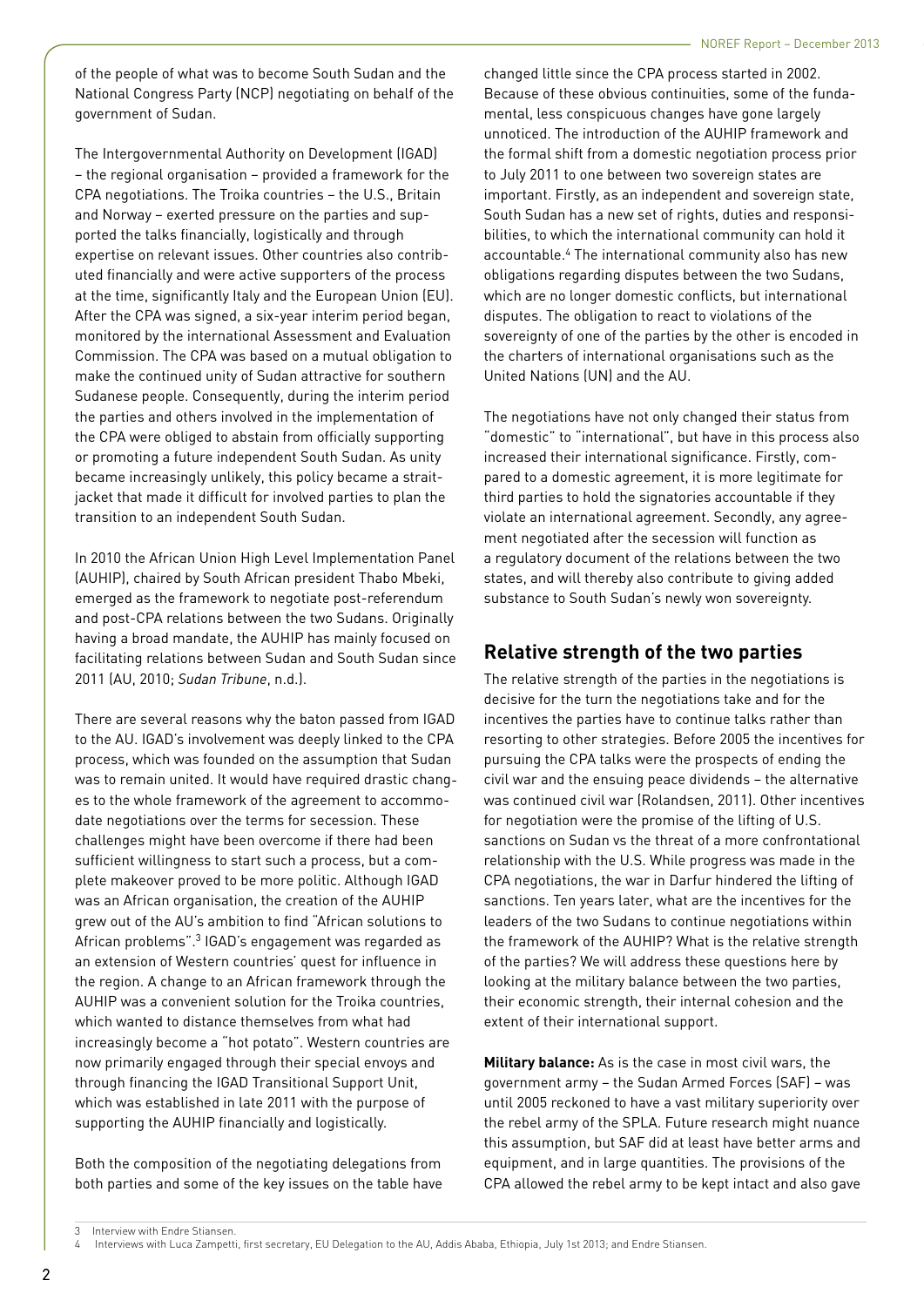of the people of what was to become South Sudan and the National Congress Party (NCP) negotiating on behalf of the government of Sudan.

The Intergovernmental Authority on Development (IGAD) – the regional organisation – provided a framework for the CPA negotiations. The Troika countries – the U.S., Britain and Norway – exerted pressure on the parties and supported the talks financially, logistically and through expertise on relevant issues. Other countries also contributed financially and were active supporters of the process at the time, significantly Italy and the European Union (EU). After the CPA was signed, a six-year interim period began, monitored by the international Assessment and Evaluation Commission. The CPA was based on a mutual obligation to make the continued unity of Sudan attractive for southern Sudanese people. Consequently, during the interim period the parties and others involved in the implementation of the CPA were obliged to abstain from officially supporting or promoting a future independent South Sudan. As unity became increasingly unlikely, this policy became a straitjacket that made it difficult for involved parties to plan the transition to an independent South Sudan.

In 2010 the African Union High Level Implementation Panel (AUHIP), chaired by South African president Thabo Mbeki, emerged as the framework to negotiate post-referendum and post-CPA relations between the two Sudans. Originally having a broad mandate, the AUHIP has mainly focused on facilitating relations between Sudan and South Sudan since 2011 (AU, 2010; *Sudan Tribune*, n.d.).

There are several reasons why the baton passed from IGAD to the AU. IGAD's involvement was deeply linked to the CPA process, which was founded on the assumption that Sudan was to remain united. It would have required drastic changes to the whole framework of the agreement to accommodate negotiations over the terms for secession. These challenges might have been overcome if there had been sufficient willingness to start such a process, but a complete makeover proved to be more politic. Although IGAD was an African organisation, the creation of the AUHIP grew out of the AU's ambition to find "African solutions to African problems".[3] IGAD's engagement was regarded as an extension of Western countries' quest for influence in the region. A change to an African framework through the AUHIP was a convenient solution for the Troika countries, which wanted to distance themselves from what had increasingly become a "hot potato". Western countries are now primarily engaged through their special envoys and through financing the IGAD Transitional Support Unit, which was established in late 2011 with the purpose of supporting the AUHIP financially and logistically.

Both the composition of the negotiating delegations from both parties and some of the key issues on the table have changed little since the CPA process started in 2002. Because of these obvious continuities, some of the fundamental, less conspicuous changes have gone largely unnoticed. The introduction of the AUHIP framework and the formal shift from a domestic negotiation process prior to July 2011 to one between two sovereign states are important. Firstly, as an independent and sovereign state, South Sudan has a new set of rights, duties and responsibilities, to which the international community can hold it accountable.[4] The international community also has new obligations regarding disputes between the two Sudans, which are no longer domestic conflicts, but international disputes. The obligation to react to violations of the sovereignty of one of the parties by the other is encoded in the charters of international organisations such as the United Nations (UN) and the AU.

The negotiations have not only changed their status from "domestic" to "international", but have in this process also increased their international significance. Firstly, compared to a domestic agreement, it is more legitimate for third parties to hold the signatories accountable if they violate an international agreement. Secondly, any agreement negotiated after the secession will function as a regulatory document of the relations between the two states, and will thereby also contribute to giving added substance to South Sudan's newly won sovereignty.

## Relative strength of the two parties

The relative strength of the parties in the negotiations is decisive for the turn the negotiations take and for the incentives the parties have to continue talks rather than resorting to other strategies. Before 2005 the incentives for pursuing the CPA talks were the prospects of ending the civil war and the ensuing peace dividends – the alternative was continued civil war (Rolandsen, 2011). Other incentives for negotiation were the promise of the lifting of U.S. sanctions on Sudan vs the threat of a more confrontational relationship with the U.S. While progress was made in the CPA negotiations, the war in Darfur hindered the lifting of sanctions. Ten years later, what are the incentives for the leaders of the two Sudans to continue negotiations within the framework of the AUHIP? What is the relative strength of the parties? We will address these questions here by looking at the military balance between the two parties, their economic strength, their internal cohesion and the extent of their international support.

**Military balance:** As is the case in most civil wars, the government army – the Sudan Armed Forces (SAF) – was until 2005 reckoned to have a vast military superiority over the rebel army of the SPLA. Future research might nuance this assumption, but SAF did at least have better arms and equipment, and in large quantities. The provisions of the CPA allowed the rebel army to be kept intact and also gave

3 Interview with Endre Stiansen.

4 Interviews with Luca Zampetti, first secretary, EU Delegation to the AU, Addis Ababa, Ethiopia, July 1st 2013; and Endre Stiansen.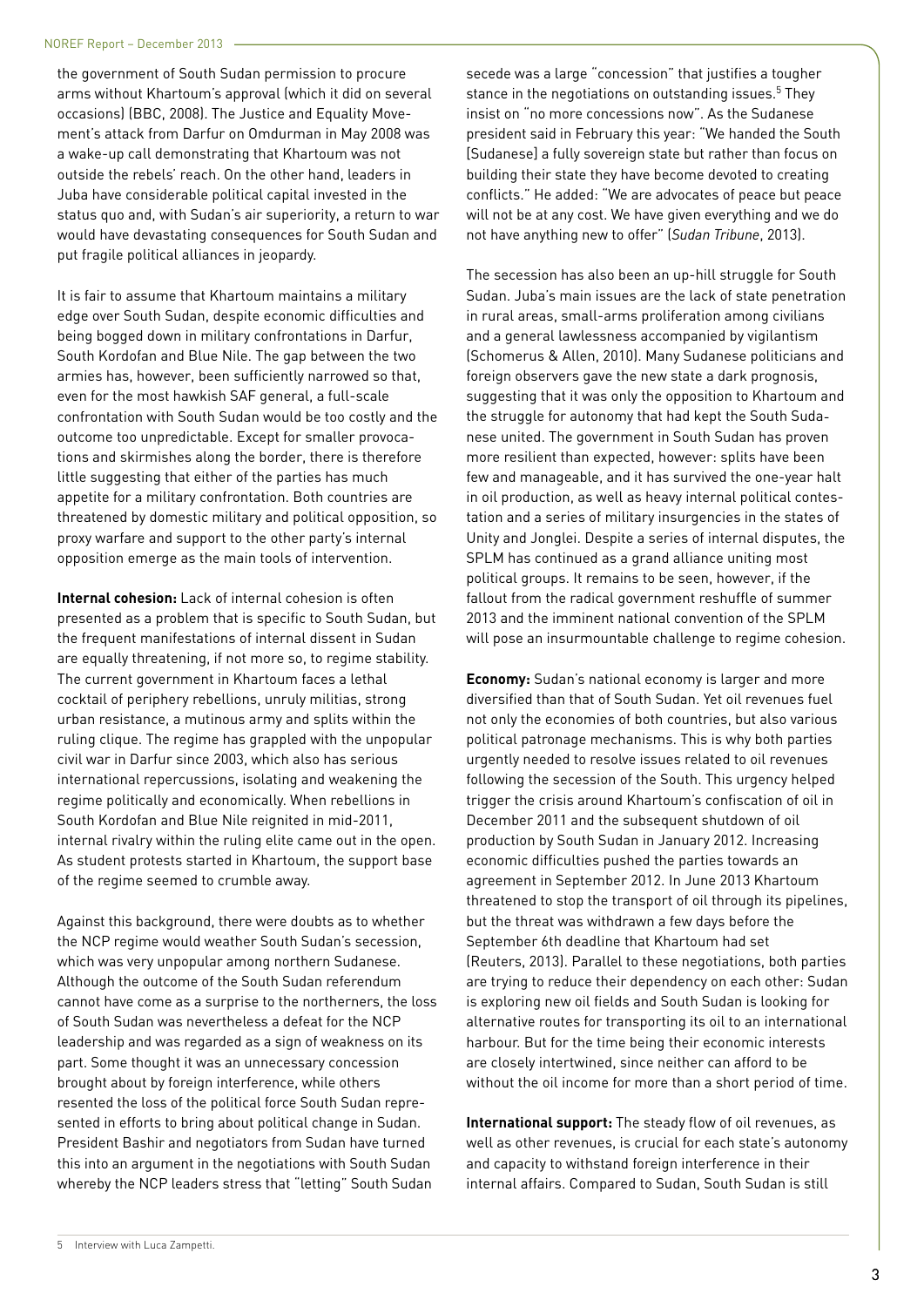the government of South Sudan permission to procure arms without Khartoum's approval (which it did on several occasions) (BBC, 2008). The Justice and Equality Movement's attack from Darfur on Omdurman in May 2008 was a wake-up call demonstrating that Khartoum was not outside the rebels' reach. On the other hand, leaders in Juba have considerable political capital invested in the status quo and, with Sudan's air superiority, a return to war would have devastating consequences for South Sudan and put fragile political alliances in jeopardy.

It is fair to assume that Khartoum maintains a military edge over South Sudan, despite economic difficulties and being bogged down in military confrontations in Darfur, South Kordofan and Blue Nile. The gap between the two armies has, however, been sufficiently narrowed so that, even for the most hawkish SAF general, a full-scale confrontation with South Sudan would be too costly and the outcome too unpredictable. Except for smaller provocations and skirmishes along the border, there is therefore little suggesting that either of the parties has much appetite for a military confrontation. Both countries are threatened by domestic military and political opposition, so proxy warfare and support to the other party's internal opposition emerge as the main tools of intervention.

**Internal cohesion:** Lack of internal cohesion is often presented as a problem that is specific to South Sudan, but the frequent manifestations of internal dissent in Sudan are equally threatening, if not more so, to regime stability. The current government in Khartoum faces a lethal cocktail of periphery rebellions, unruly militias, strong urban resistance, a mutinous army and splits within the ruling clique. The regime has grappled with the unpopular civil war in Darfur since 2003, which also has serious international repercussions, isolating and weakening the regime politically and economically. When rebellions in South Kordofan and Blue Nile reignited in mid-2011, internal rivalry within the ruling elite came out in the open. As student protests started in Khartoum, the support base of the regime seemed to crumble away.

Against this background, there were doubts as to whether the NCP regime would weather South Sudan's secession, which was very unpopular among northern Sudanese. Although the outcome of the South Sudan referendum cannot have come as a surprise to the northerners, the loss of South Sudan was nevertheless a defeat for the NCP leadership and was regarded as a sign of weakness on its part. Some thought it was an unnecessary concession brought about by foreign interference, while others resented the loss of the political force South Sudan represented in efforts to bring about political change in Sudan. President Bashir and negotiators from Sudan have turned this into an argument in the negotiations with South Sudan whereby the NCP leaders stress that "letting" South Sudan secede was a large "concession" that justifies a tougher stance in the negotiations on outstanding issues.[5] They insist on "no more concessions now". As the Sudanese president said in February this year: "We handed the South [Sudanese] a fully sovereign state but rather than focus on building their state they have become devoted to creating conflicts." He added: "We are advocates of peace but peace will not be at any cost. We have given everything and we do not have anything new to offer" (*Sudan Tribune*, 2013).

The secession has also been an up-hill struggle for South Sudan. Juba's main issues are the lack of state penetration in rural areas, small-arms proliferation among civilians and a general lawlessness accompanied by vigilantism (Schomerus & Allen, 2010). Many Sudanese politicians and foreign observers gave the new state a dark prognosis, suggesting that it was only the opposition to Khartoum and the struggle for autonomy that had kept the South Sudanese united. The government in South Sudan has proven more resilient than expected, however: splits have been few and manageable, and it has survived the one-year halt in oil production, as well as heavy internal political contestation and a series of military insurgencies in the states of Unity and Jonglei. Despite a series of internal disputes, the SPLM has continued as a grand alliance uniting most political groups. It remains to be seen, however, if the fallout from the radical government reshuffle of summer 2013 and the imminent national convention of the SPLM will pose an insurmountable challenge to regime cohesion.

**Economy:** Sudan's national economy is larger and more diversified than that of South Sudan. Yet oil revenues fuel not only the economies of both countries, but also various political patronage mechanisms. This is why both parties urgently needed to resolve issues related to oil revenues following the secession of the South. This urgency helped trigger the crisis around Khartoum's confiscation of oil in December 2011 and the subsequent shutdown of oil production by South Sudan in January 2012. Increasing economic difficulties pushed the parties towards an agreement in September 2012. In June 2013 Khartoum threatened to stop the transport of oil through its pipelines, but the threat was withdrawn a few days before the September 6th deadline that Khartoum had set (Reuters, 2013). Parallel to these negotiations, both parties are trying to reduce their dependency on each other: Sudan is exploring new oil fields and South Sudan is looking for alternative routes for transporting its oil to an international harbour. But for the time being their economic interests are closely intertwined, since neither can afford to be without the oil income for more than a short period of time.

**International support:** The steady flow of oil revenues, as well as other revenues, is crucial for each state's autonomy and capacity to withstand foreign interference in their internal affairs. Compared to Sudan, South Sudan is still

5 Interview with Luca Zampetti.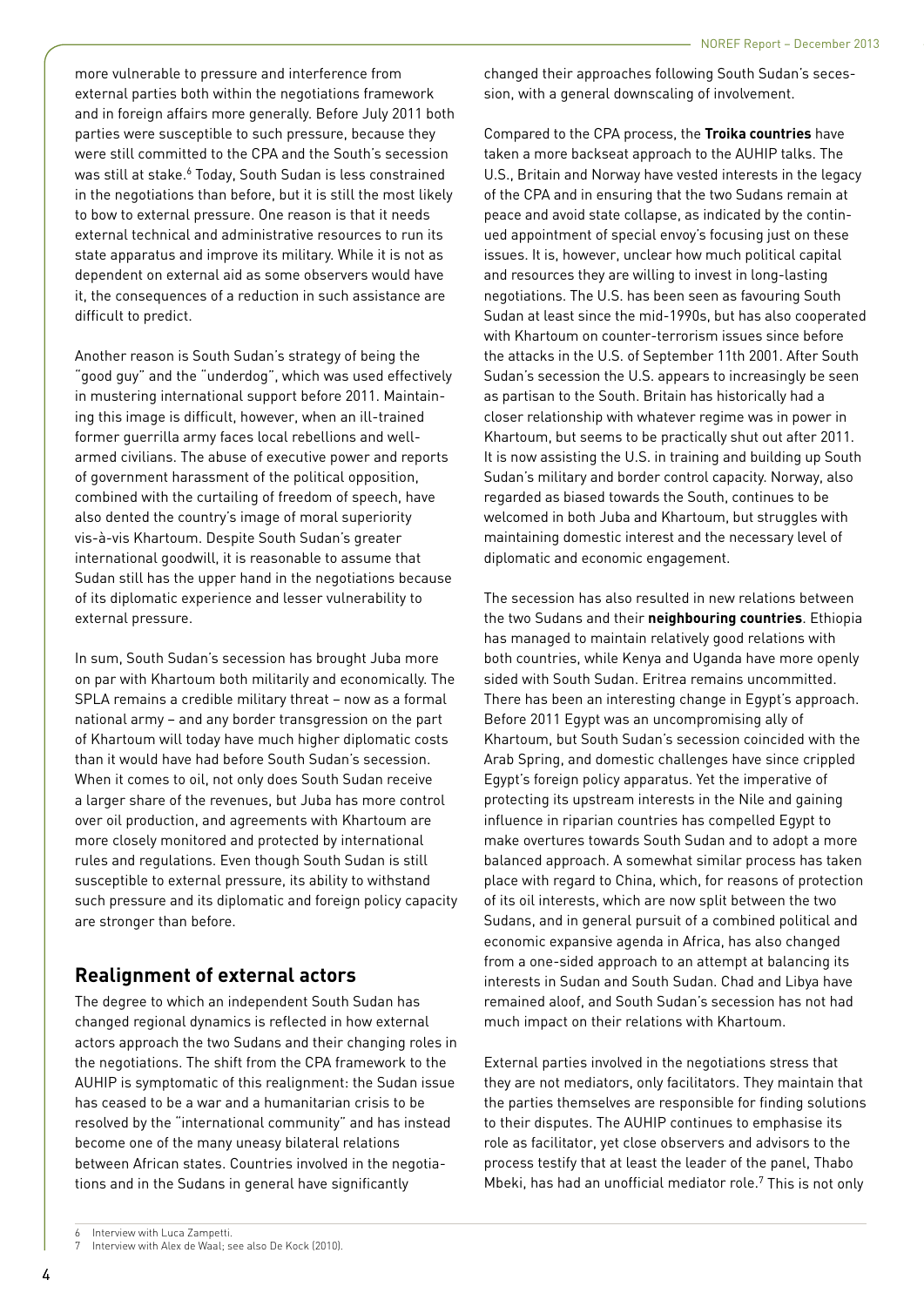more vulnerable to pressure and interference from external parties both within the negotiations framework and in foreign affairs more generally. Before July 2011 both parties were susceptible to such pressure, because they were still committed to the CPA and the South's secession was still at stake.[6] Today, South Sudan is less constrained in the negotiations than before, but it is still the most likely to bow to external pressure. One reason is that it needs external technical and administrative resources to run its state apparatus and improve its military. While it is not as dependent on external aid as some observers would have it, the consequences of a reduction in such assistance are difficult to predict.

Another reason is South Sudan's strategy of being the "good guy" and the "underdog", which was used effectively in mustering international support before 2011. Maintaining this image is difficult, however, when an ill-trained former guerrilla army faces local rebellions and well-armed civilians. The abuse of executive power and reports of government harassment of the political opposition, combined with the curtailing of freedom of speech, have also dented the country's image of moral superiority vis-à-vis Khartoum. Despite South Sudan's greater international goodwill, it is reasonable to assume that Sudan still has the upper hand in the negotiations because of its diplomatic experience and lesser vulnerability to external pressure.

In sum, South Sudan's secession has brought Juba more on par with Khartoum both militarily and economically. The SPLA remains a credible military threat – now as a formal national army – and any border transgression on the part of Khartoum will today have much higher diplomatic costs than it would have had before South Sudan's secession. When it comes to oil, not only does South Sudan receive a larger share of the revenues, but Juba has more control over oil production, and agreements with Khartoum are more closely monitored and protected by international rules and regulations. Even though South Sudan is still susceptible to external pressure, its ability to withstand such pressure and its diplomatic and foreign policy capacity are stronger than before.

## Realignment of external actors

The degree to which an independent South Sudan has changed regional dynamics is reflected in how external actors approach the two Sudans and their changing roles in the negotiations. The shift from the CPA framework to the AUHIP is symptomatic of this realignment: the Sudan issue has ceased to be a war and a humanitarian crisis to be resolved by the "international community" and has instead become one of the many uneasy bilateral relations between African states. Countries involved in the negotiations and in the Sudans in general have significantly changed their approaches following South Sudan's secession, with a general downscaling of involvement.

Compared to the CPA process, the **Troika countries** have taken a more backseat approach to the AUHIP talks. The U.S., Britain and Norway have vested interests in the legacy of the CPA and in ensuring that the two Sudans remain at peace and avoid state collapse, as indicated by the continued appointment of special envoy's focusing just on these issues. It is, however, unclear how much political capital and resources they are willing to invest in long-lasting negotiations. The U.S. has been seen as favouring South Sudan at least since the mid-1990s, but has also cooperated with Khartoum on counter-terrorism issues since before the attacks in the U.S. of September 11th 2001. After South Sudan's secession the U.S. appears to increasingly be seen as partisan to the South. Britain has historically had a closer relationship with whatever regime was in power in Khartoum, but seems to be practically shut out after 2011. It is now assisting the U.S. in training and building up South Sudan's military and border control capacity. Norway, also regarded as biased towards the South, continues to be welcomed in both Juba and Khartoum, but struggles with maintaining domestic interest and the necessary level of diplomatic and economic engagement.

The secession has also resulted in new relations between the two Sudans and their **neighbouring countries**. Ethiopia has managed to maintain relatively good relations with both countries, while Kenya and Uganda have more openly sided with South Sudan. Eritrea remains uncommitted. There has been an interesting change in Egypt's approach. Before 2011 Egypt was an uncompromising ally of Khartoum, but South Sudan's secession coincided with the Arab Spring, and domestic challenges have since crippled Egypt's foreign policy apparatus. Yet the imperative of protecting its upstream interests in the Nile and gaining influence in riparian countries has compelled Egypt to make overtures towards South Sudan and to adopt a more balanced approach. A somewhat similar process has taken place with regard to China, which, for reasons of protection of its oil interests, which are now split between the two Sudans, and in general pursuit of a combined political and economic expansive agenda in Africa, has also changed from a one-sided approach to an attempt at balancing its interests in Sudan and South Sudan. Chad and Libya have remained aloof, and South Sudan's secession has not had much impact on their relations with Khartoum.

External parties involved in the negotiations stress that they are not mediators, only facilitators. They maintain that the parties themselves are responsible for finding solutions to their disputes. The AUHIP continues to emphasise its role as facilitator, yet close observers and advisors to the process testify that at least the leader of the panel, Thabo Mbeki, has had an unofficial mediator role.[7] This is not only

6 Interview with Luca Zampetti.
7 Interview with Alex de Waal; see also De Kock (2010).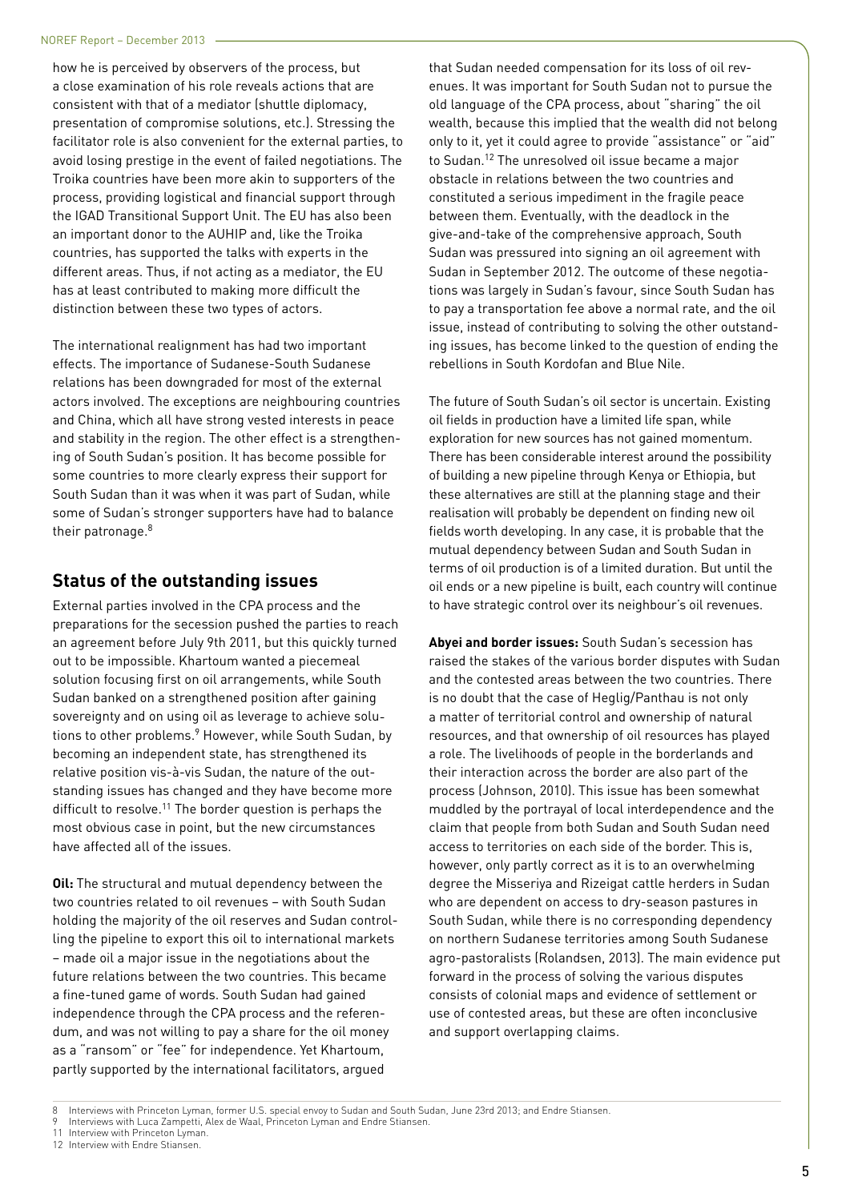how he is perceived by observers of the process, but a close examination of his role reveals actions that are consistent with that of a mediator (shuttle diplomacy, presentation of compromise solutions, etc.). Stressing the facilitator role is also convenient for the external parties, to avoid losing prestige in the event of failed negotiations. The Troika countries have been more akin to supporters of the process, providing logistical and financial support through the IGAD Transitional Support Unit. The EU has also been an important donor to the AUHIP and, like the Troika countries, has supported the talks with experts in the different areas. Thus, if not acting as a mediator, the EU has at least contributed to making more difficult the distinction between these two types of actors.

The international realignment has had two important effects. The importance of Sudanese-South Sudanese relations has been downgraded for most of the external actors involved. The exceptions are neighbouring countries and China, which all have strong vested interests in peace and stability in the region. The other effect is a strengthening of South Sudan's position. It has become possible for some countries to more clearly express their support for South Sudan than it was when it was part of Sudan, while some of Sudan's stronger supporters have had to balance their patronage.[8]

## Status of the outstanding issues

External parties involved in the CPA process and the preparations for the secession pushed the parties to reach an agreement before July 9th 2011, but this quickly turned out to be impossible. Khartoum wanted a piecemeal solution focusing first on oil arrangements, while South Sudan banked on a strengthened position after gaining sovereignty and on using oil as leverage to achieve solutions to other problems.[9] However, while South Sudan, by becoming an independent state, has strengthened its relative position vis-à-vis Sudan, the nature of the outstanding issues has changed and they have become more difficult to resolve.[11] The border question is perhaps the most obvious case in point, but the new circumstances have affected all of the issues.

**Oil:** The structural and mutual dependency between the two countries related to oil revenues – with South Sudan holding the majority of the oil reserves and Sudan controlling the pipeline to export this oil to international markets – made oil a major issue in the negotiations about the future relations between the two countries. This became a fine-tuned game of words. South Sudan had gained independence through the CPA process and the referendum, and was not willing to pay a share for the oil money as a "ransom" or "fee" for independence. Yet Khartoum, partly supported by the international facilitators, argued that Sudan needed compensation for its loss of oil revenues. It was important for South Sudan not to pursue the old language of the CPA process, about "sharing" the oil wealth, because this implied that the wealth did not belong only to it, yet it could agree to provide "assistance" or "aid" to Sudan.[12] The unresolved oil issue became a major obstacle in relations between the two countries and constituted a serious impediment in the fragile peace between them. Eventually, with the deadlock in the give-and-take of the comprehensive approach, South Sudan was pressured into signing an oil agreement with Sudan in September 2012. The outcome of these negotiations was largely in Sudan's favour, since South Sudan has to pay a transportation fee above a normal rate, and the oil issue, instead of contributing to solving the other outstanding issues, has become linked to the question of ending the rebellions in South Kordofan and Blue Nile.

The future of South Sudan's oil sector is uncertain. Existing oil fields in production have a limited life span, while exploration for new sources has not gained momentum. There has been considerable interest around the possibility of building a new pipeline through Kenya or Ethiopia, but these alternatives are still at the planning stage and their realisation will probably be dependent on finding new oil fields worth developing. In any case, it is probable that the mutual dependency between Sudan and South Sudan in terms of oil production is of a limited duration. But until the oil ends or a new pipeline is built, each country will continue to have strategic control over its neighbour's oil revenues.

**Abyei and border issues:** South Sudan's secession has raised the stakes of the various border disputes with Sudan and the contested areas between the two countries. There is no doubt that the case of Heglig/Panthau is not only a matter of territorial control and ownership of natural resources, and that ownership of oil resources has played a role. The livelihoods of people in the borderlands and their interaction across the border are also part of the process (Johnson, 2010). This issue has been somewhat muddled by the portrayal of local interdependence and the claim that people from both Sudan and South Sudan need access to territories on each side of the border. This is, however, only partly correct as it is to an overwhelming degree the Misseriya and Rizeigat cattle herders in Sudan who are dependent on access to dry-season pastures in South Sudan, while there is no corresponding dependency on northern Sudanese territories among South Sudanese agro-pastoralists (Rolandsen, 2013). The main evidence put forward in the process of solving the various disputes consists of colonial maps and evidence of settlement or use of contested areas, but these are often inconclusive and support overlapping claims.

8 Interviews with Princeton Lyman, former U.S. special envoy to Sudan and South Sudan, June 23rd 2013; and Endre Stiansen.
9 Interviews with Luca Zampetti, Alex de Waal, Princeton Lyman and Endre Stiansen.
11 Interview with Princeton Lyman.
12 Interview with Endre Stiansen.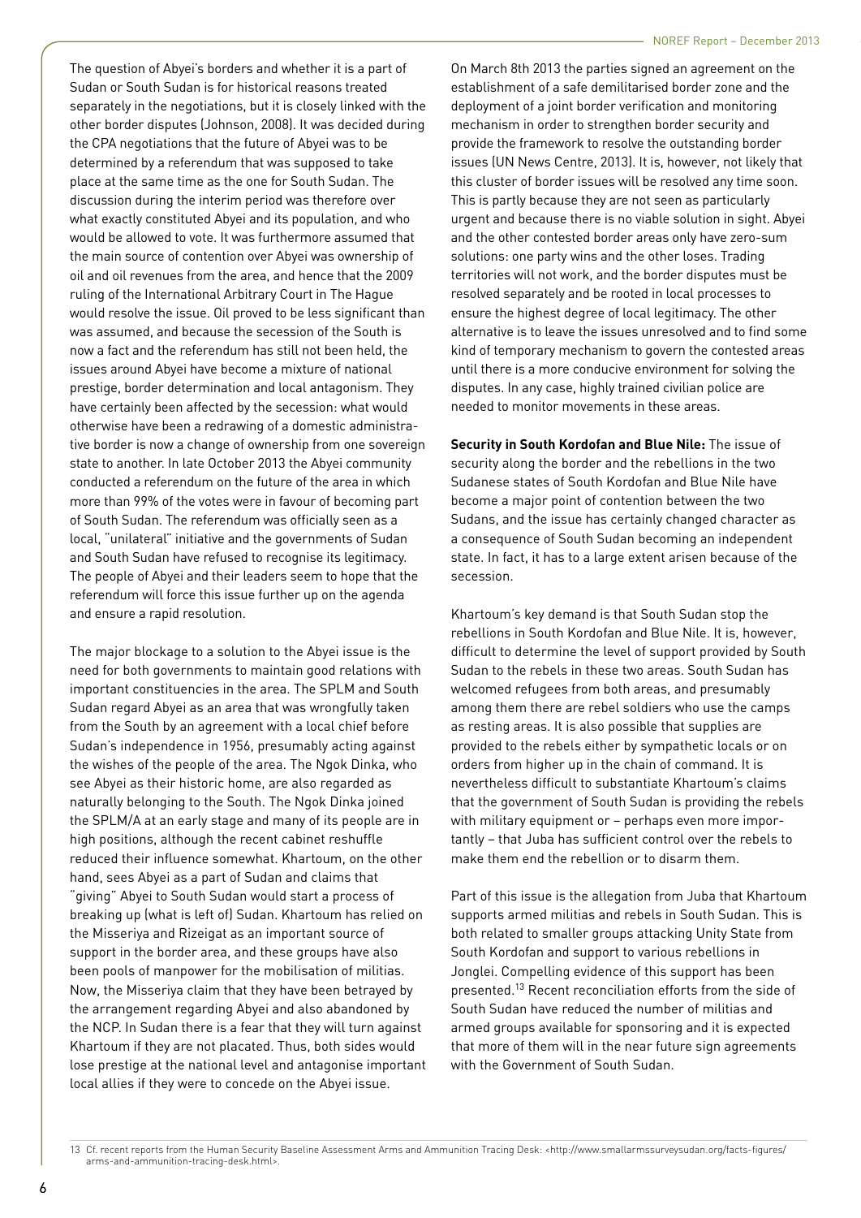The question of Abyei's borders and whether it is a part of Sudan or South Sudan is for historical reasons treated separately in the negotiations, but it is closely linked with the other border disputes (Johnson, 2008). It was decided during the CPA negotiations that the future of Abyei was to be determined by a referendum that was supposed to take place at the same time as the one for South Sudan. The discussion during the interim period was therefore over what exactly constituted Abyei and its population, and who would be allowed to vote. It was furthermore assumed that the main source of contention over Abyei was ownership of oil and oil revenues from the area, and hence that the 2009 ruling of the International Arbitrary Court in The Hague would resolve the issue. Oil proved to be less significant than was assumed, and because the secession of the South is now a fact and the referendum has still not been held, the issues around Abyei have become a mixture of national prestige, border determination and local antagonism. They have certainly been affected by the secession: what would otherwise have been a redrawing of a domestic administrative border is now a change of ownership from one sovereign state to another. In late October 2013 the Abyei community conducted a referendum on the future of the area in which more than 99% of the votes were in favour of becoming part of South Sudan. The referendum was officially seen as a local, "unilateral" initiative and the governments of Sudan and South Sudan have refused to recognise its legitimacy. The people of Abyei and their leaders seem to hope that the referendum will force this issue further up on the agenda and ensure a rapid resolution.

The major blockage to a solution to the Abyei issue is the need for both governments to maintain good relations with important constituencies in the area. The SPLM and South Sudan regard Abyei as an area that was wrongfully taken from the South by an agreement with a local chief before Sudan's independence in 1956, presumably acting against the wishes of the people of the area. The Ngok Dinka, who see Abyei as their historic home, are also regarded as naturally belonging to the South. The Ngok Dinka joined the SPLM/A at an early stage and many of its people are in high positions, although the recent cabinet reshuffle reduced their influence somewhat. Khartoum, on the other hand, sees Abyei as a part of Sudan and claims that "giving" Abyei to South Sudan would start a process of breaking up (what is left of) Sudan. Khartoum has relied on the Misseriya and Rizeigat as an important source of support in the border area, and these groups have also been pools of manpower for the mobilisation of militias. Now, the Misseriya claim that they have been betrayed by the arrangement regarding Abyei and also abandoned by the NCP. In Sudan there is a fear that they will turn against Khartoum if they are not placated. Thus, both sides would lose prestige at the national level and antagonise important local allies if they were to concede on the Abyei issue.

On March 8th 2013 the parties signed an agreement on the establishment of a safe demilitarised border zone and the deployment of a joint border verification and monitoring mechanism in order to strengthen border security and provide the framework to resolve the outstanding border issues (UN News Centre, 2013). It is, however, not likely that this cluster of border issues will be resolved any time soon. This is partly because they are not seen as particularly urgent and because there is no viable solution in sight. Abyei and the other contested border areas only have zero-sum solutions: one party wins and the other loses. Trading territories will not work, and the border disputes must be resolved separately and be rooted in local processes to ensure the highest degree of local legitimacy. The other alternative is to leave the issues unresolved and to find some kind of temporary mechanism to govern the contested areas until there is a more conducive environment for solving the disputes. In any case, highly trained civilian police are needed to monitor movements in these areas.

**Security in South Kordofan and Blue Nile:** The issue of security along the border and the rebellions in the two Sudanese states of South Kordofan and Blue Nile have become a major point of contention between the two Sudans, and the issue has certainly changed character as a consequence of South Sudan becoming an independent state. In fact, it has to a large extent arisen because of the secession.

Khartoum's key demand is that South Sudan stop the rebellions in South Kordofan and Blue Nile. It is, however, difficult to determine the level of support provided by South Sudan to the rebels in these two areas. South Sudan has welcomed refugees from both areas, and presumably among them there are rebel soldiers who use the camps as resting areas. It is also possible that supplies are provided to the rebels either by sympathetic locals or on orders from higher up in the chain of command. It is nevertheless difficult to substantiate Khartoum's claims that the government of South Sudan is providing the rebels with military equipment or – perhaps even more importantly – that Juba has sufficient control over the rebels to make them end the rebellion or to disarm them.

Part of this issue is the allegation from Juba that Khartoum supports armed militias and rebels in South Sudan. This is both related to smaller groups attacking Unity State from South Kordofan and support to various rebellions in Jonglei. Compelling evidence of this support has been presented.[13] Recent reconciliation efforts from the side of South Sudan have reduced the number of militias and armed groups available for sponsoring and it is expected that more of them will in the near future sign agreements with the Government of South Sudan.

13 Cf. recent reports from the Human Security Baseline Assessment Arms and Ammunition Tracing Desk: <http://www.smallarmssurveysudan.org/facts-figures/arms-and-ammunition-tracing-desk.html>.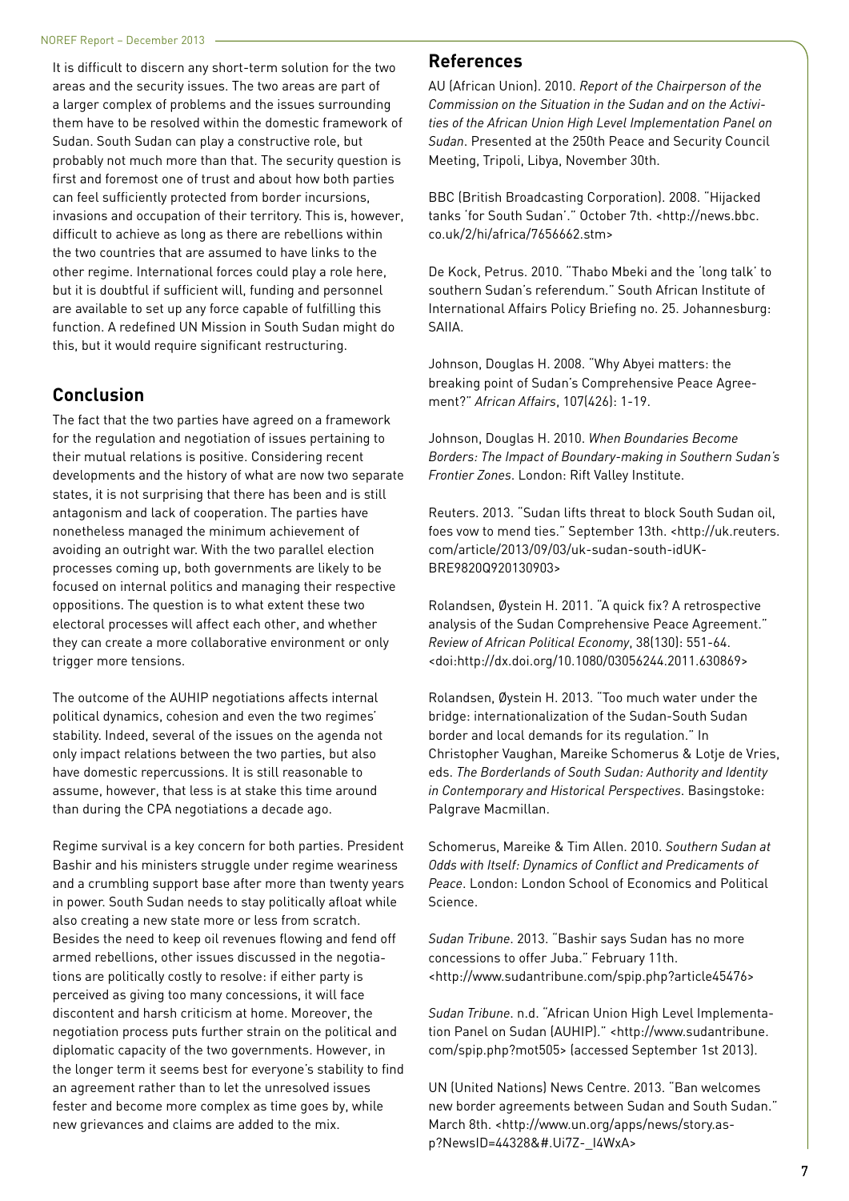It is difficult to discern any short-term solution for the two areas and the security issues. The two areas are part of a larger complex of problems and the issues surrounding them have to be resolved within the domestic framework of Sudan. South Sudan can play a constructive role, but probably not much more than that. The security question is first and foremost one of trust and about how both parties can feel sufficiently protected from border incursions, invasions and occupation of their territory. This is, however, difficult to achieve as long as there are rebellions within the two countries that are assumed to have links to the other regime. International forces could play a role here, but it is doubtful if sufficient will, funding and personnel are available to set up any force capable of fulfilling this function. A redefined UN Mission in South Sudan might do this, but it would require significant restructuring.

## Conclusion

The fact that the two parties have agreed on a framework for the regulation and negotiation of issues pertaining to their mutual relations is positive. Considering recent developments and the history of what are now two separate states, it is not surprising that there has been and is still antagonism and lack of cooperation. The parties have nonetheless managed the minimum achievement of avoiding an outright war. With the two parallel election processes coming up, both governments are likely to be focused on internal politics and managing their respective oppositions. The question is to what extent these two electoral processes will affect each other, and whether they can create a more collaborative environment or only trigger more tensions.

The outcome of the AUHIP negotiations affects internal political dynamics, cohesion and even the two regimes' stability. Indeed, several of the issues on the agenda not only impact relations between the two parties, but also have domestic repercussions. It is still reasonable to assume, however, that less is at stake this time around than during the CPA negotiations a decade ago.

Regime survival is a key concern for both parties. President Bashir and his ministers struggle under regime weariness and a crumbling support base after more than twenty years in power. South Sudan needs to stay politically afloat while also creating a new state more or less from scratch. Besides the need to keep oil revenues flowing and fend off armed rebellions, other issues discussed in the negotiations are politically costly to resolve: if either party is perceived as giving too many concessions, it will face discontent and harsh criticism at home. Moreover, the negotiation process puts further strain on the political and diplomatic capacity of the two governments. However, in the longer term it seems best for everyone's stability to find an agreement rather than to let the unresolved issues fester and become more complex as time goes by, while new grievances and claims are added to the mix.

## References

AU (African Union). 2010. *Report of the Chairperson of the Commission on the Situation in the Sudan and on the Activities of the African Union High Level Implementation Panel on Sudan*. Presented at the 250th Peace and Security Council Meeting, Tripoli, Libya, November 30th.

BBC (British Broadcasting Corporation). 2008. "Hijacked tanks 'for South Sudan'." October 7th. <http://news.bbc.co.uk/2/hi/africa/7656662.stm>

De Kock, Petrus. 2010. "Thabo Mbeki and the 'long talk' to southern Sudan's referendum." South African Institute of International Affairs Policy Briefing no. 25. Johannesburg: SAIIA.

Johnson, Douglas H. 2008. "Why Abyei matters: the breaking point of Sudan's Comprehensive Peace Agreement?" *African Affairs*, 107(426): 1-19.

Johnson, Douglas H. 2010. *When Boundaries Become Borders: The Impact of Boundary-making in Southern Sudan's Frontier Zones*. London: Rift Valley Institute.

Reuters. 2013. "Sudan lifts threat to block South Sudan oil, foes vow to mend ties." September 13th. <http://uk.reuters.com/article/2013/09/03/uk-sudan-south-idUKBRE9820Q920130903>

Rolandsen, Øystein H. 2011. "A quick fix? A retrospective analysis of the Sudan Comprehensive Peace Agreement." *Review of African Political Economy*, 38(130): 551-64. <doi:http://dx.doi.org/10.1080/03056244.2011.630869>

Rolandsen, Øystein H. 2013. "Too much water under the bridge: internationalization of the Sudan-South Sudan border and local demands for its regulation." In Christopher Vaughan, Mareike Schomerus & Lotje de Vries, eds. *The Borderlands of South Sudan: Authority and Identity in Contemporary and Historical Perspectives*. Basingstoke: Palgrave Macmillan.

Schomerus, Mareike & Tim Allen. 2010. *Southern Sudan at Odds with Itself: Dynamics of Conflict and Predicaments of Peace*. London: London School of Economics and Political Science.

*Sudan Tribune*. 2013. "Bashir says Sudan has no more concessions to offer Juba." February 11th. <http://www.sudantribune.com/spip.php?article45476>

*Sudan Tribune*. n.d. "African Union High Level Implementation Panel on Sudan (AUHIP)." <http://www.sudantribune.com/spip.php?mot505> (accessed September 1st 2013).

UN (United Nations) News Centre. 2013. "Ban welcomes new border agreements between Sudan and South Sudan." March 8th. <http://www.un.org/apps/news/story.asp?NewsID=44328&#.Ui7Z-_I4WxA>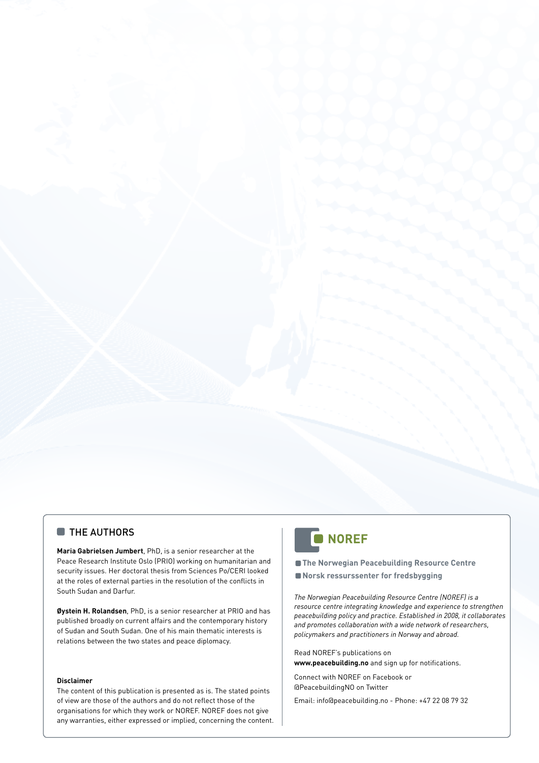## THE AUTHORS

**Maria Gabrielsen Jumbert**, PhD, is a senior researcher at the Peace Research Institute Oslo (PRIO) working on humanitarian and security issues. Her doctoral thesis from Sciences Po/CERI looked at the roles of external parties in the resolution of the conflicts in South Sudan and Darfur.

**Øystein H. Rolandsen**, PhD, is a senior researcher at PRIO and has published broadly on current affairs and the contemporary history of Sudan and South Sudan. One of his main thematic interests is relations between the two states and peace diplomacy.

**Disclaimer**

The content of this publication is presented as is. The stated points of view are those of the authors and do not reflect those of the organisations for which they work or NOREF. NOREF does not give any warranties, either expressed or implied, concerning the content.

**NOREF**

**The Norwegian Peacebuilding Resource Centre**

**Norsk ressurssenter for fredsbygging**

*The Norwegian Peacebuilding Resource Centre (NOREF) is a resource centre integrating knowledge and experience to strengthen peacebuilding policy and practice. Established in 2008, it collaborates and promotes collaboration with a wide network of researchers, policymakers and practitioners in Norway and abroad.*

Read NOREF's publications on **www.peacebuilding.no** and sign up for notifications.

Connect with NOREF on Facebook or @PeacebuildingNO on Twitter

Email: info@peacebuilding.no - Phone: +47 22 08 79 32